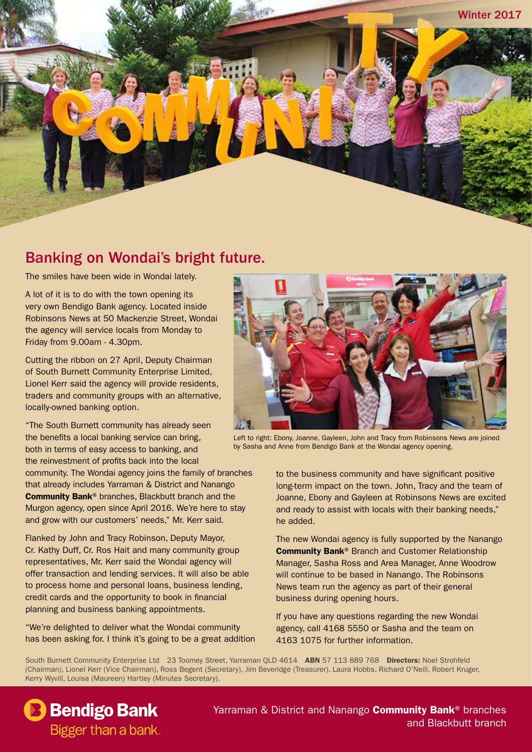Winter 2017

## Banking on Wondai's bright future.

The smiles have been wide in Wondai lately.

A lot of it is to do with the town opening its very own Bendigo Bank agency. Located inside Robinsons News at 50 Mackenzie Street, Wondai the agency will service locals from Monday to Friday from 9.00am - 4.30pm.

Cutting the ribbon on 27 April, Deputy Chairman of South Burnett Community Enterprise Limited, Lionel Kerr said the agency will provide residents, traders and community groups with an alternative, locally-owned banking option.

"The South Burnett community has already seen the benefits a local banking service can bring, both in terms of easy access to banking, and the reinvestment of profits back into the local community. The Wondai agency joins the family of branches that already includes Yarraman & District and Nanango **Community Bank**® branches, Blackbutt branch and the Murgon agency, open since April 2016. We're here to stay and grow with our customers' needs," Mr. Kerr said.

Flanked by John and Tracy Robinson, Deputy Mayor, Cr. Kathy Duff, Cr. Ros Hait and many community group representatives, Mr. Kerr said the Wondai agency will offer transaction and lending services. It will also be able to process home and personal loans, business lending, credit cards and the opportunity to book in financial planning and business banking appointments.

"We're delighted to deliver what the Wondai community has been asking for. I think it's going to be a great addition to the business community and have significant positive long-term impact on the town. John, Tracy and the team of Joanne, Ebony and Gayleen at Robinsons News are excited and ready to assist with locals with their banking needs," he added.

Left to right: Ebony, Joanne, Gayleen, John and Tracy from Robinsons News are joined by Sasha and Anne from Bendigo Bank at the Wondai agency opening.

The new Wondai agency is fully supported by the Nanango **Community Bank**® Branch and Customer Relationship Manager, Sasha Ross and Area Manager, Anne Woodrow will continue to be based in Nanango. The Robinsons News team run the agency as part of their general business during opening hours.

If you have any questions regarding the new Wondai agency, call 4168 5550 or Sasha and the team on 4163 1075 for further information.

South Burnett Community Enterprise Ltd 23 Toomey Street, Yarraman QLD 4614 **ABN** 57 113 889 768 **Directors:** Noel Strohfeld (Chairman), Lionel Kerr (Vice Chairman), Ross Begent (Secretary), Jim Beveridge (Treasurer), Laura Hobbs, Richard O'Neill, Robert Kruger, Kerry Wyvill, Louisa (Maureen) Hartley (Minutes Secretary).

**Bendigo Bank** Bigger than a bank.

Yarraman & District and Nanango **Community Bank**® branches and Blackbutt branch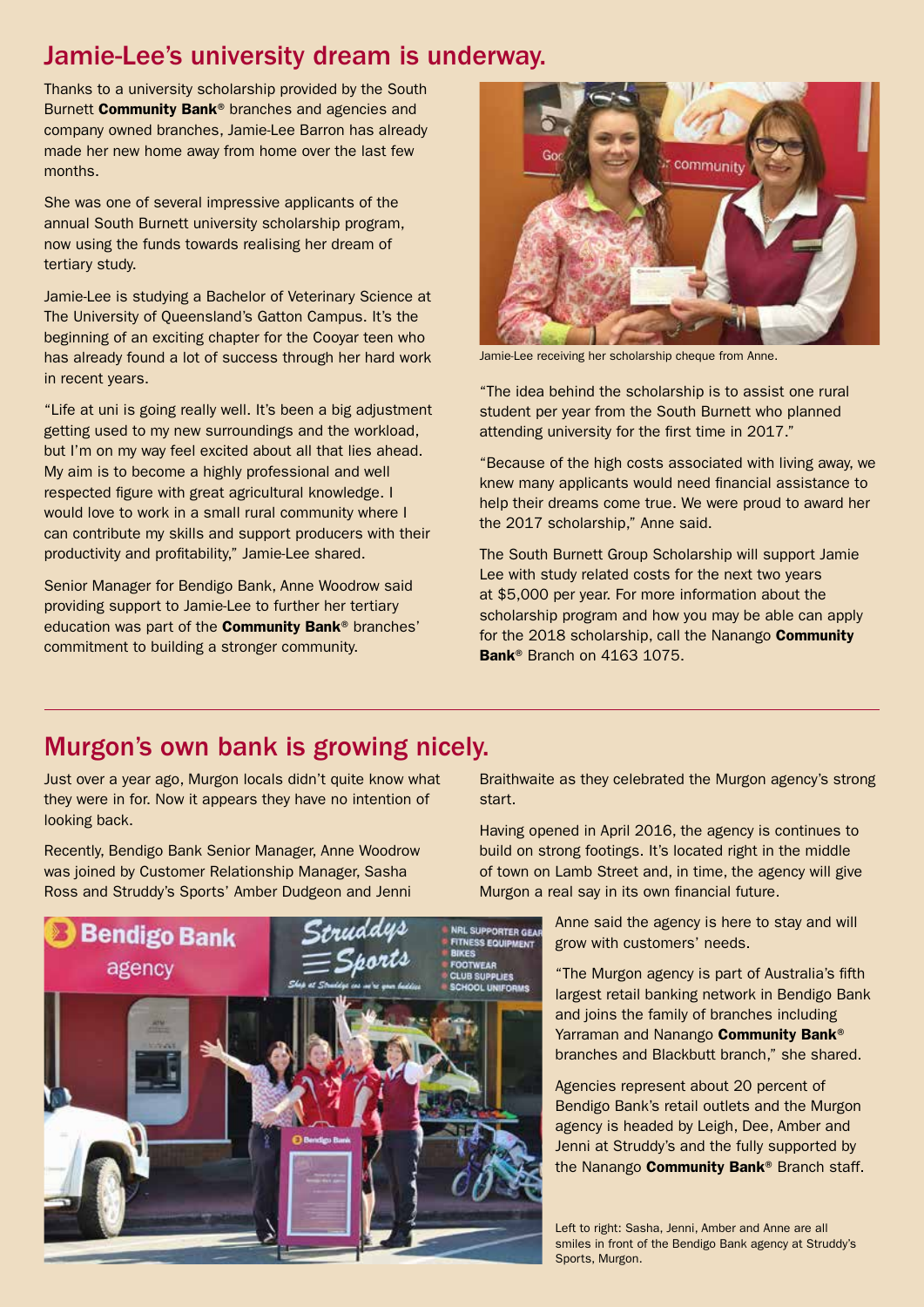## Jamie-Lee's university dream is underway.

Thanks to a university scholarship provided by the South Burnett **Community Bank**® branches and agencies and company owned branches, Jamie-Lee Barron has already made her new home away from home over the last few months.

She was one of several impressive applicants of the annual South Burnett university scholarship program, now using the funds towards realising her dream of tertiary study.

Jamie-Lee is studying a Bachelor of Veterinary Science at The University of Queensland's Gatton Campus. It's the beginning of an exciting chapter for the Cooyar teen who has already found a lot of success through her hard work in recent years.

"Life at uni is going really well. It's been a big adjustment getting used to my new surroundings and the workload, but I'm on my way feel excited about all that lies ahead. My aim is to become a highly professional and well respected figure with great agricultural knowledge. I would love to work in a small rural community where I can contribute my skills and support producers with their productivity and profitability," Jamie-Lee shared.

Senior Manager for Bendigo Bank, Anne Woodrow said providing support to Jamie-Lee to further her tertiary education was part of the **Community Bank**® branches' commitment to building a stronger community.

Jamie-Lee receiving her scholarship cheque from Anne.

"The idea behind the scholarship is to assist one rural student per year from the South Burnett who planned attending university for the first time in 2017."

"Because of the high costs associated with living away, we knew many applicants would need financial assistance to help their dreams come true. We were proud to award her the 2017 scholarship," Anne said.

The South Burnett Group Scholarship will support Jamie Lee with study related costs for the next two years at $5,000 per year. For more information about the scholarship program and how you may be able can apply for the 2018 scholarship, call the Nanango **Community Bank**® Branch on 4163 1075.

## Murgon's own bank is growing nicely.

Just over a year ago, Murgon locals didn't quite know what they were in for. Now it appears they have no intention of looking back.

Recently, Bendigo Bank Senior Manager, Anne Woodrow was joined by Customer Relationship Manager, Sasha Ross and Struddy's Sports' Amber Dudgeon and Jenni Braithwaite as they celebrated the Murgon agency's strong start.

Having opened in April 2016, the agency is continues to build on strong footings. It's located right in the middle of town on Lamb Street and, in time, the agency will give Murgon a real say in its own financial future.

Anne said the agency is here to stay and will grow with customers' needs.

"The Murgon agency is part of Australia's fifth largest retail banking network in Bendigo Bank and joins the family of branches including Yarraman and Nanango **Community Bank**® branches and Blackbutt branch," she shared.

Agencies represent about 20 percent of Bendigo Bank's retail outlets and the Murgon agency is headed by Leigh, Dee, Amber and Jenni at Struddy's and the fully supported by the Nanango **Community Bank**® Branch staff.

Left to right: Sasha, Jenni, Amber and Anne are all smiles in front of the Bendigo Bank agency at Struddy's Sports, Murgon.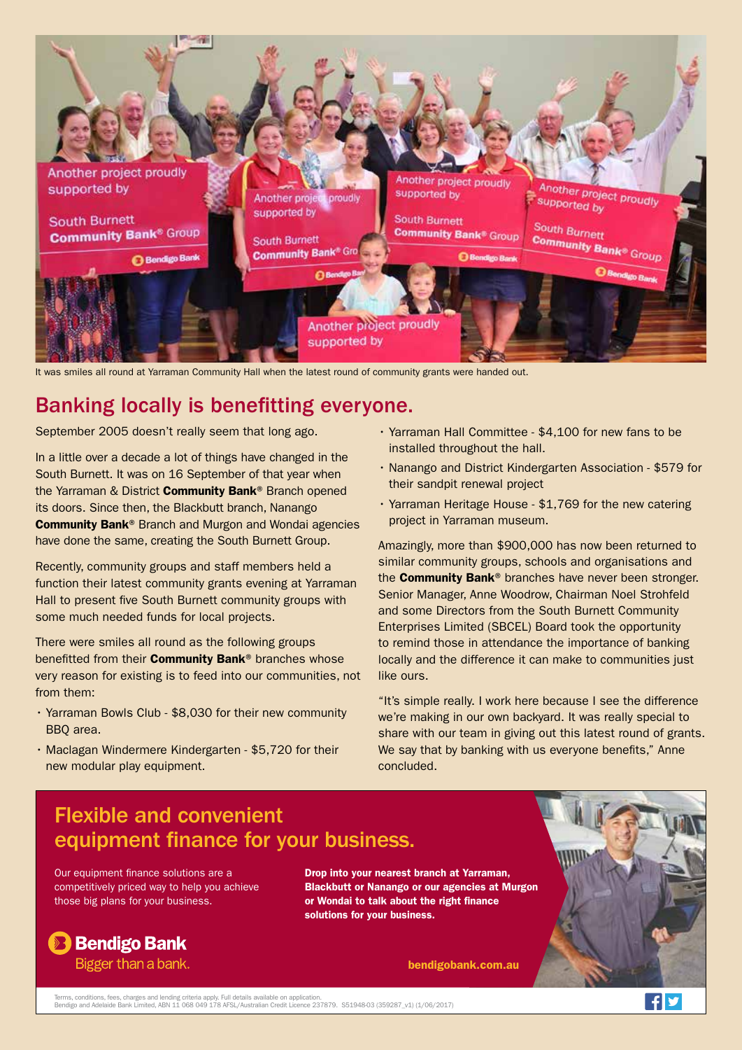It was smiles all round at Yarraman Community Hall when the latest round of community grants were handed out.

## Banking locally is benefitting everyone.

September 2005 doesn't really seem that long ago.

In a little over a decade a lot of things have changed in the South Burnett. It was on 16 September of that year when the Yarraman & District **Community Bank**® Branch opened its doors. Since then, the Blackbutt branch, Nanango **Community Bank**® Branch and Murgon and Wondai agencies have done the same, creating the South Burnett Group.

Recently, community groups and staff members held a function their latest community grants evening at Yarraman Hall to present five South Burnett community groups with some much needed funds for local projects.

There were smiles all round as the following groups benefitted from their **Community Bank**® branches whose very reason for existing is to feed into our communities, not from them:

- Yarraman Bowls Club - $8,030 for their new community BBQ area.
- Maclagan Windermere Kindergarten - $5,720 for their new modular play equipment.
- Yarraman Hall Committee - $4,100 for new fans to be installed throughout the hall.
- Nanango and District Kindergarten Association - $579 for their sandpit renewal project
- Yarraman Heritage House - $1,769 for the new catering project in Yarraman museum.

Amazingly, more than $900,000 has now been returned to similar community groups, schools and organisations and the **Community Bank**® branches have never been stronger. Senior Manager, Anne Woodrow, Chairman Noel Strohfeld and some Directors from the South Burnett Community Enterprises Limited (SBCEL) Board took the opportunity to remind those in attendance the importance of banking locally and the difference it can make to communities just like ours.

"It's simple really. I work here because I see the difference we're making in our own backyard. It was really special to share with our team in giving out this latest round of grants. We say that by banking with us everyone benefits," Anne concluded.

## Flexible and convenient equipment finance for your business.

Our equipment finance solutions are a competitively priced way to help you achieve those big plans for your business.

**Drop into your nearest branch at Yarraman, Blackbutt or Nanango or our agencies at Murgon or Wondai to talk about the right finance solutions for your business.**

Bendigo Bank
Bigger than a bank.

**bendigobank.com.au**

Terms, conditions, fees, charges and lending criteria apply. Full details available on application.
Bendigo and Adelaide Bank Limited, ABN 11 068 049 178 AFSL/Australian Credit Licence 237879. S51948-03 (359287_v1) (1/06/2017)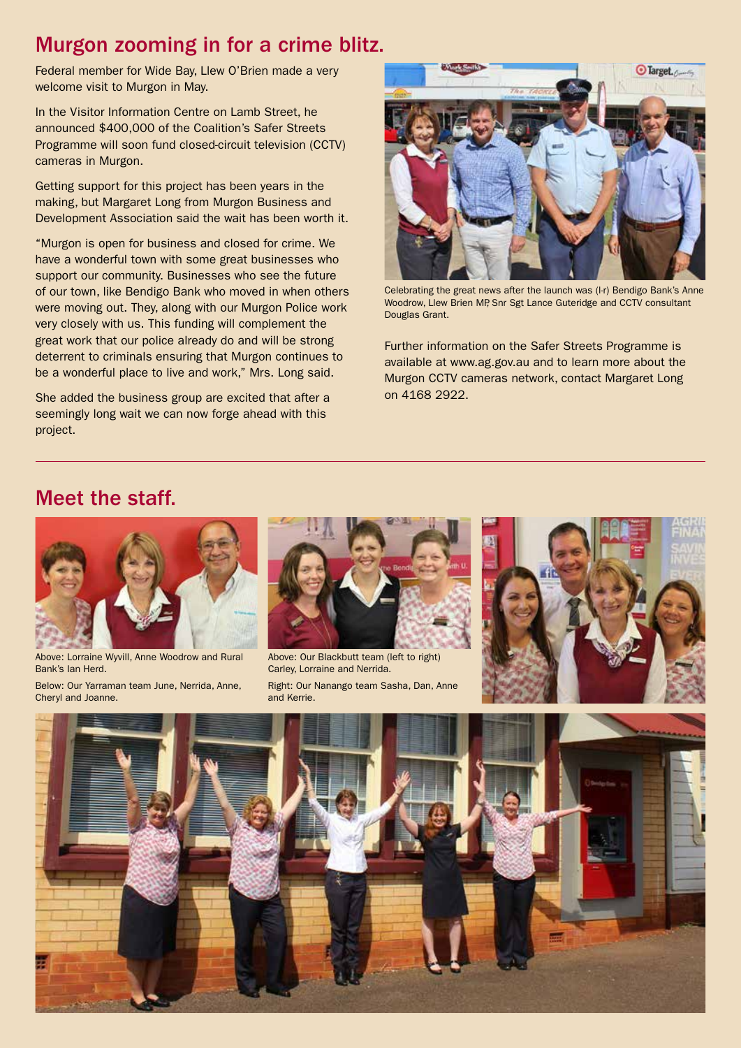## Murgon zooming in for a crime blitz.

Federal member for Wide Bay, Llew O'Brien made a very welcome visit to Murgon in May.

In the Visitor Information Centre on Lamb Street, he announced $400,000 of the Coalition's Safer Streets Programme will soon fund closed-circuit television (CCTV) cameras in Murgon.

Getting support for this project has been years in the making, but Margaret Long from Murgon Business and Development Association said the wait has been worth it.

"Murgon is open for business and closed for crime. We have a wonderful town with some great businesses who support our community. Businesses who see the future of our town, like Bendigo Bank who moved in when others were moving out. They, along with our Murgon Police work very closely with us. This funding will complement the great work that our police already do and will be strong deterrent to criminals ensuring that Murgon continues to be a wonderful place to live and work," Mrs. Long said.

She added the business group are excited that after a seemingly long wait we can now forge ahead with this project.

Celebrating the great news after the launch was (l-r) Bendigo Bank's Anne Woodrow, Llew Brien MP, Snr Sgt Lance Guteridge and CCTV consultant Douglas Grant.

Further information on the Safer Streets Programme is available at www.ag.gov.au and to learn more about the Murgon CCTV cameras network, contact Margaret Long on 4168 2922.

## Meet the staff.

Above: Lorraine Wyvill, Anne Woodrow and Rural Bank's Ian Herd.

Below: Our Yarraman team June, Nerrida, Anne, Cheryl and Joanne.

Above: Our Blackbutt team (left to right) Carley, Lorraine and Nerrida.

Right: Our Nanango team Sasha, Dan, Anne and Kerrie.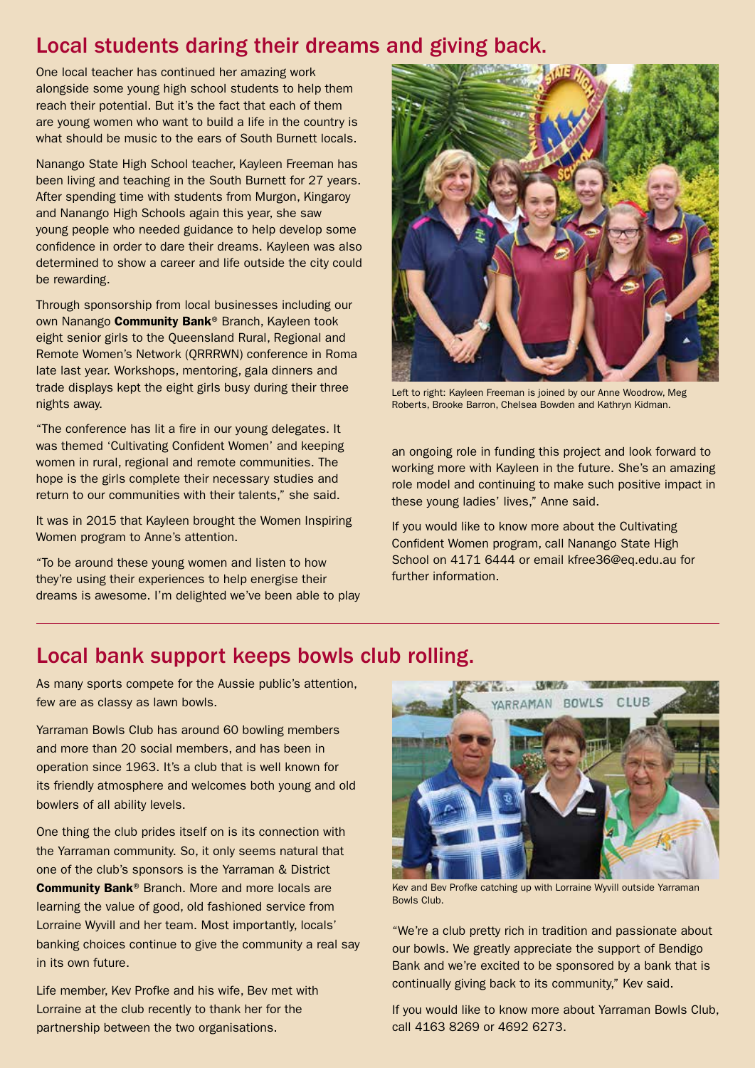## Local students daring their dreams and giving back.

One local teacher has continued her amazing work alongside some young high school students to help them reach their potential. But it's the fact that each of them are young women who want to build a life in the country is what should be music to the ears of South Burnett locals.

Nanango State High School teacher, Kayleen Freeman has been living and teaching in the South Burnett for 27 years. After spending time with students from Murgon, Kingaroy and Nanango High Schools again this year, she saw young people who needed guidance to help develop some confidence in order to dare their dreams. Kayleen was also determined to show a career and life outside the city could be rewarding.

Through sponsorship from local businesses including our own Nanango **Community Bank®** Branch, Kayleen took eight senior girls to the Queensland Rural, Regional and Remote Women's Network (QRRRWN) conference in Roma late last year. Workshops, mentoring, gala dinners and trade displays kept the eight girls busy during their three nights away.

"The conference has lit a fire in our young delegates. It was themed 'Cultivating Confident Women' and keeping women in rural, regional and remote communities. The hope is the girls complete their necessary studies and return to our communities with their talents," she said.

It was in 2015 that Kayleen brought the Women Inspiring Women program to Anne's attention.

"To be around these young women and listen to how they're using their experiences to help energise their dreams is awesome. I'm delighted we've been able to play an ongoing role in funding this project and look forward to working more with Kayleen in the future. She's an amazing role model and continuing to make such positive impact in these young ladies' lives," Anne said.

Left to right: Kayleen Freeman is joined by our Anne Woodrow, Meg Roberts, Brooke Barron, Chelsea Bowden and Kathryn Kidman.

If you would like to know more about the Cultivating Confident Women program, call Nanango State High School on 4171 6444 or email kfree36@eq.edu.au for further information.

## Local bank support keeps bowls club rolling.

As many sports compete for the Aussie public's attention, few are as classy as lawn bowls.

Yarraman Bowls Club has around 60 bowling members and more than 20 social members, and has been in operation since 1963. It's a club that is well known for its friendly atmosphere and welcomes both young and old bowlers of all ability levels.

One thing the club prides itself on is its connection with the Yarraman community. So, it only seems natural that one of the club's sponsors is the Yarraman & District **Community Bank®** Branch. More and more locals are learning the value of good, old fashioned service from Lorraine Wyvill and her team. Most importantly, locals' banking choices continue to give the community a real say in its own future.

Life member, Kev Profke and his wife, Bev met with Lorraine at the club recently to thank her for the partnership between the two organisations.

Kev and Bev Profke catching up with Lorraine Wyvill outside Yarraman Bowls Club.

"We're a club pretty rich in tradition and passionate about our bowls. We greatly appreciate the support of Bendigo Bank and we're excited to be sponsored by a bank that is continually giving back to its community," Kev said.

If you would like to know more about Yarraman Bowls Club, call 4163 8269 or 4692 6273.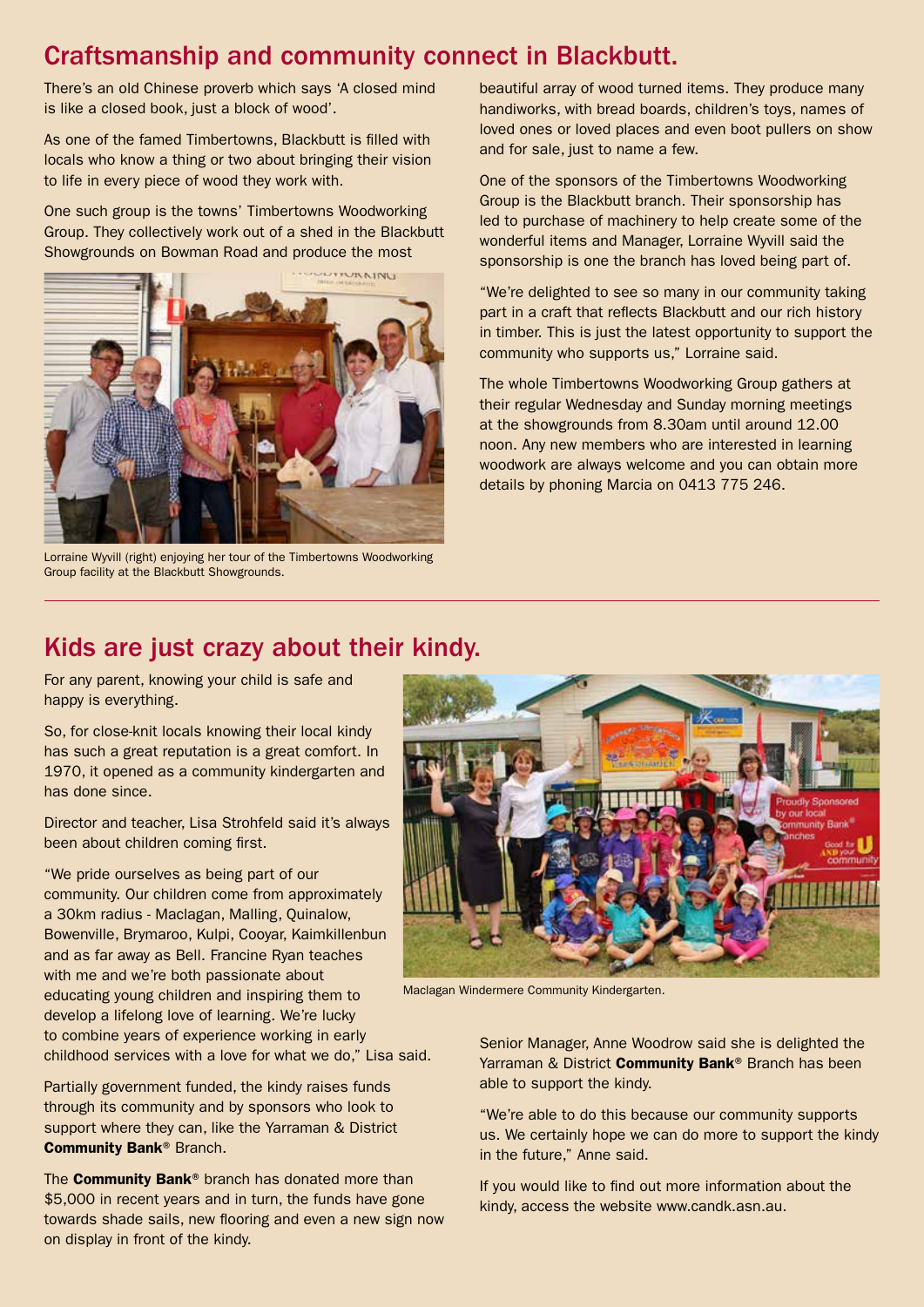## Craftsmanship and community connect in Blackbutt.

There's an old Chinese proverb which says 'A closed mind is like a closed book, just a block of wood'.

As one of the famed Timbertowns, Blackbutt is filled with locals who know a thing or two about bringing their vision to life in every piece of wood they work with.

One such group is the towns' Timbertowns Woodworking Group. They collectively work out of a shed in the Blackbutt Showgrounds on Bowman Road and produce the most beautiful array of wood turned items. They produce many handiworks, with bread boards, children's toys, names of loved ones or loved places and even boot pullers on show and for sale, just to name a few.

Lorraine Wyvill (right) enjoying her tour of the Timbertowns Woodworking Group facility at the Blackbutt Showgrounds.

One of the sponsors of the Timbertowns Woodworking Group is the Blackbutt branch. Their sponsorship has led to purchase of machinery to help create some of the wonderful items and Manager, Lorraine Wyvill said the sponsorship is one the branch has loved being part of.

"We're delighted to see so many in our community taking part in a craft that reflects Blackbutt and our rich history in timber. This is just the latest opportunity to support the community who supports us," Lorraine said.

The whole Timbertowns Woodworking Group gathers at their regular Wednesday and Sunday morning meetings at the showgrounds from 8.30am until around 12.00 noon. Any new members who are interested in learning woodwork are always welcome and you can obtain more details by phoning Marcia on 0413 775 246.

## Kids are just crazy about their kindy.

For any parent, knowing your child is safe and happy is everything.

So, for close-knit locals knowing their local kindy has such a great reputation is a great comfort. In 1970, it opened as a community kindergarten and has done since.

Director and teacher, Lisa Strohfeld said it's always been about children coming first.

"We pride ourselves as being part of our community. Our children come from approximately a 30km radius - Maclagan, Malling, Quinalow, Bowenville, Brymaroo, Kulpi, Cooyar, Kaimkillenbun and as far away as Bell. Francine Ryan teaches with me and we're both passionate about educating young children and inspiring them to develop a lifelong love of learning. We're lucky to combine years of experience working in early childhood services with a love for what we do," Lisa said.

Maclagan Windermere Community Kindergarten.

Partially government funded, the kindy raises funds through its community and by sponsors who look to support where they can, like the Yarraman & District **Community Bank**® Branch.

The **Community Bank**® branch has donated more than $5,000 in recent years and in turn, the funds have gone towards shade sails, new flooring and even a new sign now on display in front of the kindy.

Senior Manager, Anne Woodrow said she is delighted the Yarraman & District **Community Bank**® Branch has been able to support the kindy.

"We're able to do this because our community supports us. We certainly hope we can do more to support the kindy in the future," Anne said.

If you would like to find out more information about the kindy, access the website www.candk.asn.au.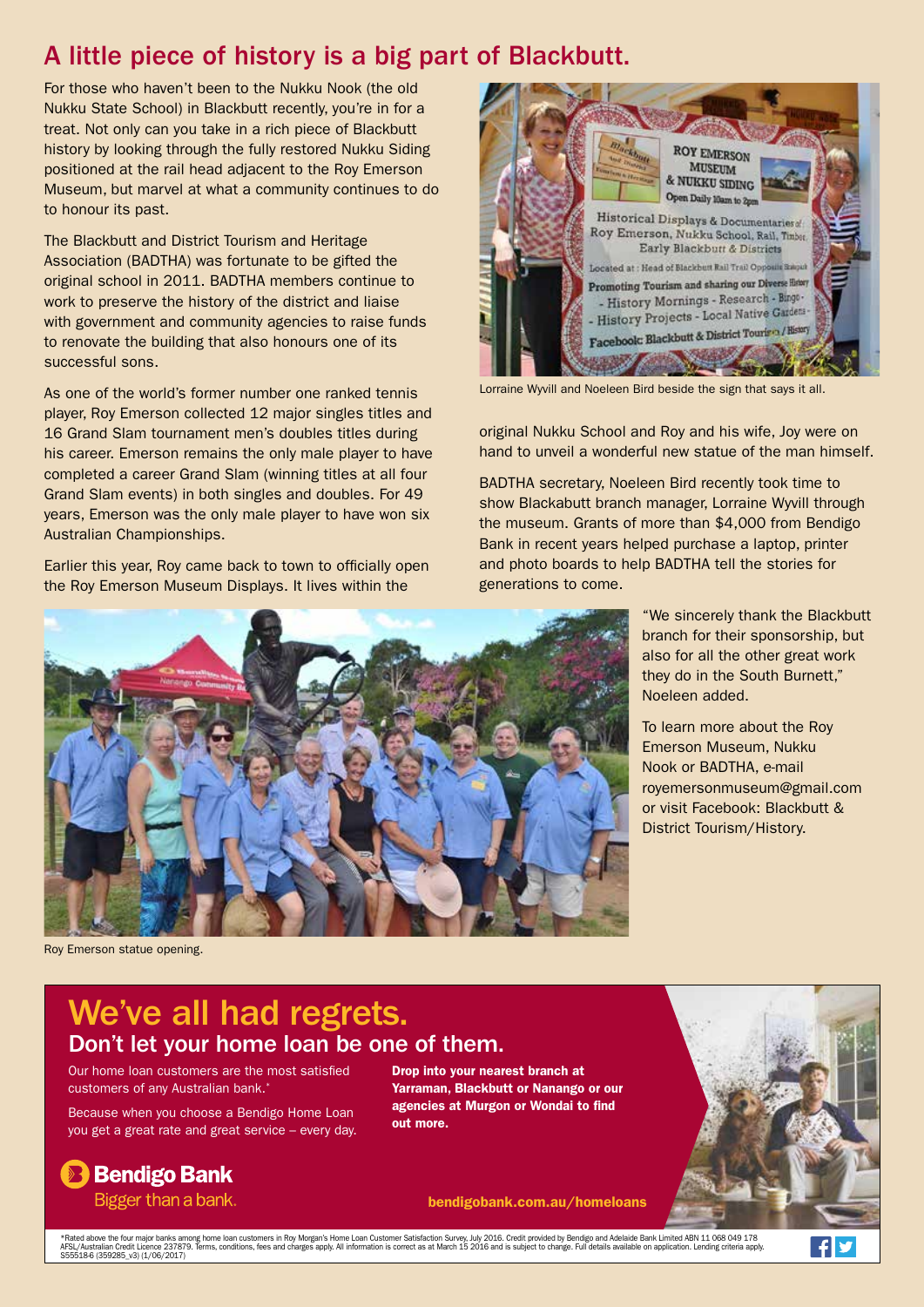## A little piece of history is a big part of Blackbutt.

For those who haven't been to the Nukku Nook (the old Nukku State School) in Blackbutt recently, you're in for a treat. Not only can you take in a rich piece of Blackbutt history by looking through the fully restored Nukku Siding positioned at the rail head adjacent to the Roy Emerson Museum, but marvel at what a community continues to do to honour its past.

The Blackbutt and District Tourism and Heritage Association (BADTHA) was fortunate to be gifted the original school in 2011. BADTHA members continue to work to preserve the history of the district and liaise with government and community agencies to raise funds to renovate the building that also honours one of its successful sons.

As one of the world's former number one ranked tennis player, Roy Emerson collected 12 major singles titles and 16 Grand Slam tournament men's doubles titles during his career. Emerson remains the only male player to have completed a career Grand Slam (winning titles at all four Grand Slam events) in both singles and doubles. For 49 years, Emerson was the only male player to have won six Australian Championships.

Earlier this year, Roy came back to town to officially open the Roy Emerson Museum Displays. It lives within the original Nukku School and Roy and his wife, Joy were on hand to unveil a wonderful new statue of the man himself.

Lorraine Wyvill and Noeleen Bird beside the sign that says it all.

BADTHA secretary, Noeleen Bird recently took time to show Blackabutt branch manager, Lorraine Wyvill through the museum. Grants of more than $4,000 from Bendigo Bank in recent years helped purchase a laptop, printer and photo boards to help BADTHA tell the stories for generations to come.

"We sincerely thank the Blackbutt branch for their sponsorship, but also for all the other great work they do in the South Burnett," Noeleen added.

To learn more about the Roy Emerson Museum, Nukku Nook or BADTHA, e-mail royemersonmuseum@gmail.com or visit Facebook: Blackbutt & District Tourism/History.

Roy Emerson statue opening.

# We've all had regrets.

## Don't let your home loan be one of them.

Our home loan customers are the most satisfied customers of any Australian bank.*

Because when you choose a Bendigo Home Loan you get a great rate and great service – every day.

**Drop into your nearest branch at Yarraman, Blackbutt or Nanango or our agencies at Murgon or Wondai to find out more.**

Bendigo Bank
Bigger than a bank.

**bendigobank.com.au/homeloans**

*Rated above the four major banks among home loan customers in Roy Morgan's Home Loan Customer Satisfaction Survey, July 2016. Credit provided by Bendigo and Adelaide Bank Limited ABN 11 068 049 178 AFSL/Australian Credit Licence 237879. Terms, conditions, fees and charges apply. All information is correct as at March 15 2016 and is subject to change. Full details available on application. Lending criteria apply. S55518-6 (359285_v3) (1/06/2017)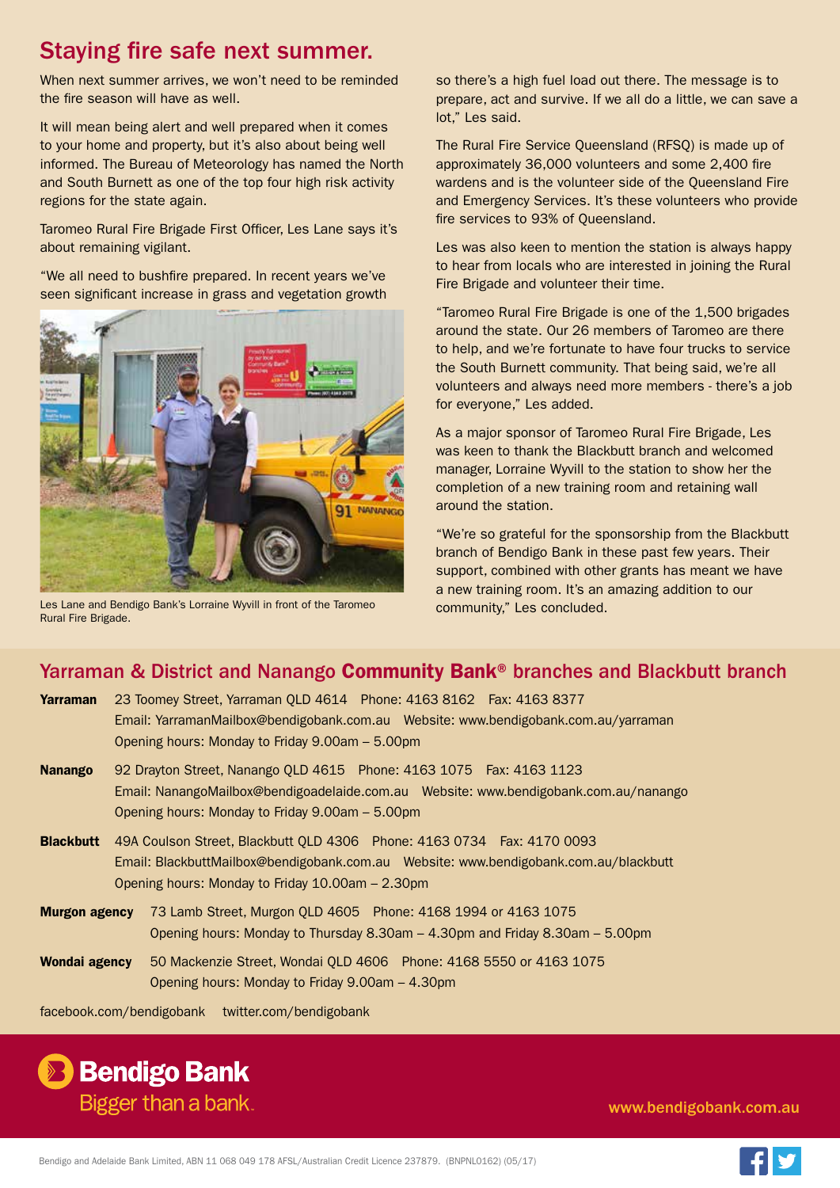## Staying fire safe next summer.

When next summer arrives, we won't need to be reminded the fire season will have as well.

It will mean being alert and well prepared when it comes to your home and property, but it's also about being well informed. The Bureau of Meteorology has named the North and South Burnett as one of the top four high risk activity regions for the state again.

Taromeo Rural Fire Brigade First Officer, Les Lane says it's about remaining vigilant.

"We all need to bushfire prepared. In recent years we've seen significant increase in grass and vegetation growth so there's a high fuel load out there. The message is to prepare, act and survive. If we all do a little, we can save a lot," Les said.

Les Lane and Bendigo Bank's Lorraine Wyvill in front of the Taromeo Rural Fire Brigade.

The Rural Fire Service Queensland (RFSQ) is made up of approximately 36,000 volunteers and some 2,400 fire wardens and is the volunteer side of the Queensland Fire and Emergency Services. It's these volunteers who provide fire services to 93% of Queensland.

Les was also keen to mention the station is always happy to hear from locals who are interested in joining the Rural Fire Brigade and volunteer their time.

"Taromeo Rural Fire Brigade is one of the 1,500 brigades around the state. Our 26 members of Taromeo are there to help, and we're fortunate to have four trucks to service the South Burnett community. That being said, we're all volunteers and always need more members - there's a job for everyone," Les added.

As a major sponsor of Taromeo Rural Fire Brigade, Les was keen to thank the Blackbutt branch and welcomed manager, Lorraine Wyvill to the station to show her the completion of a new training room and retaining wall around the station.

"We're so grateful for the sponsorship from the Blackbutt branch of Bendigo Bank in these past few years. Their support, combined with other grants has meant we have a new training room. It's an amazing addition to our community," Les concluded.

## Yarraman & District and Nanango **Community Bank®** branches and Blackbutt branch

**Yarraman** 23 Toomey Street, Yarraman QLD 4614 Phone: 4163 8162 Fax: 4163 8377
Email: YarramanMailbox@bendigobank.com.au Website: www.bendigobank.com.au/yarraman
Opening hours: Monday to Friday 9.00am – 5.00pm

**Nanango** 92 Drayton Street, Nanango QLD 4615 Phone: 4163 1075 Fax: 4163 1123
Email: NanangoMailbox@bendigoadelaide.com.au Website: www.bendigobank.com.au/nanango
Opening hours: Monday to Friday 9.00am – 5.00pm

**Blackbutt** 49A Coulson Street, Blackbutt QLD 4306 Phone: 4163 0734 Fax: 4170 0093
Email: BlackbuttMailbox@bendigobank.com.au Website: www.bendigobank.com.au/blackbutt
Opening hours: Monday to Friday 10.00am – 2.30pm

**Murgon agency** 73 Lamb Street, Murgon QLD 4605 Phone: 4168 1994 or 4163 1075
Opening hours: Monday to Thursday 8.30am – 4.30pm and Friday 8.30am – 5.00pm

**Wondai agency** 50 Mackenzie Street, Wondai QLD 4606 Phone: 4168 5550 or 4163 1075
Opening hours: Monday to Friday 9.00am – 4.30pm

facebook.com/bendigobank twitter.com/bendigobank

**Bendigo Bank**
Bigger than a bank.

www.bendigobank.com.au

Bendigo and Adelaide Bank Limited, ABN 11 068 049 178 AFSL/Australian Credit Licence 237879. (BNPNL0162) (05/17)